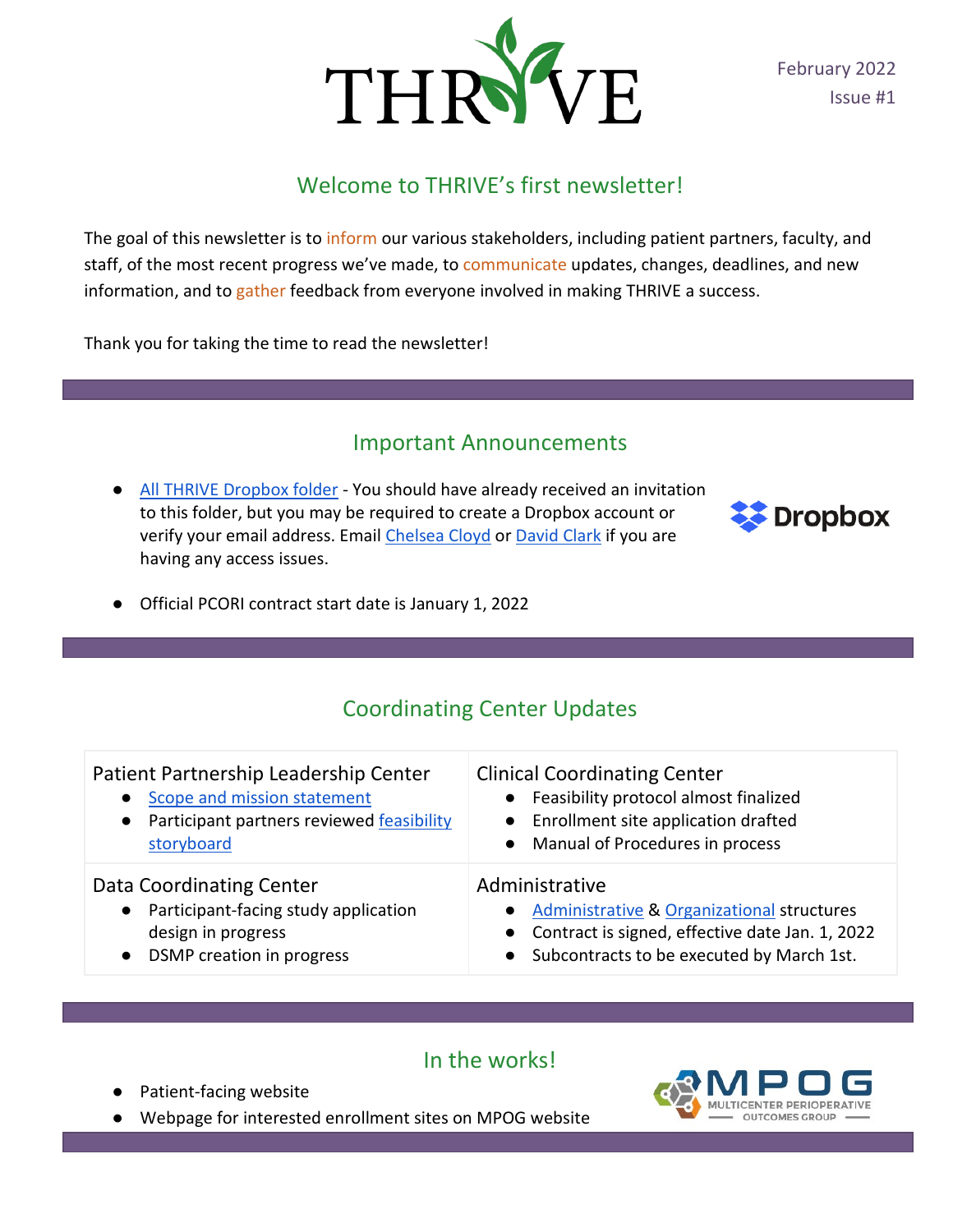# THRIVE

February 2022
Issue #1

## Welcome to THRIVE's first newsletter!

The goal of this newsletter is to inform our various stakeholders, including patient partners, faculty, and staff, of the most recent progress we've made, to communicate updates, changes, deadlines, and new information, and to gather feedback from everyone involved in making THRIVE a success.

Thank you for taking the time to read the newsletter!

## Important Announcements

- All THRIVE Dropbox folder - You should have already received an invitation to this folder, but you may be required to create a Dropbox account or verify your email address. Email Chelsea Cloyd or David Clark if you are having any access issues.
- Official PCORI contract start date is January 1, 2022

## Coordinating Center Updates

| Patient Partnership Leadership Center | Clinical Coordinating Center |
|---|---|
| • Scope and mission statement<br>• Participant partners reviewed feasibility storyboard | • Feasibility protocol almost finalized<br>• Enrollment site application drafted<br>• Manual of Procedures in process |
| **Data Coordinating Center** | **Administrative** |
| • Participant-facing study application design in progress<br>• DSMP creation in progress | • Administrative & Organizational structures<br>• Contract is signed, effective date Jan. 1, 2022<br>• Subcontracts to be executed by March 1st. |

## In the works!

- Patient-facing website
- Webpage for interested enrollment sites on MPOG website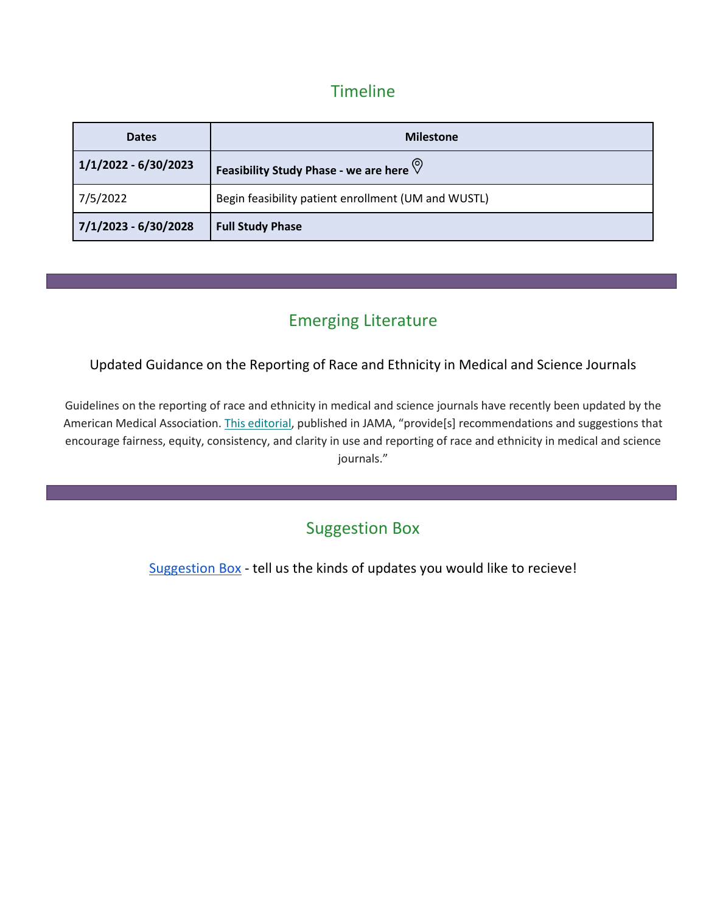## Timeline

| Dates | Milestone |
|---|---|
| **1/1/2022 - 6/30/2023** | **Feasibility Study Phase - we are here** |
| 7/5/2022 | Begin feasibility patient enrollment (UM and WUSTL) |
| **7/1/2023 - 6/30/2028** | **Full Study Phase** |

## Emerging Literature

### Updated Guidance on the Reporting of Race and Ethnicity in Medical and Science Journals

Guidelines on the reporting of race and ethnicity in medical and science journals have recently been updated by the American Medical Association. This editorial, published in JAMA, "provide[s] recommendations and suggestions that encourage fairness, equity, consistency, and clarity in use and reporting of race and ethnicity in medical and science journals."

## Suggestion Box

Suggestion Box - tell us the kinds of updates you would like to recieve!